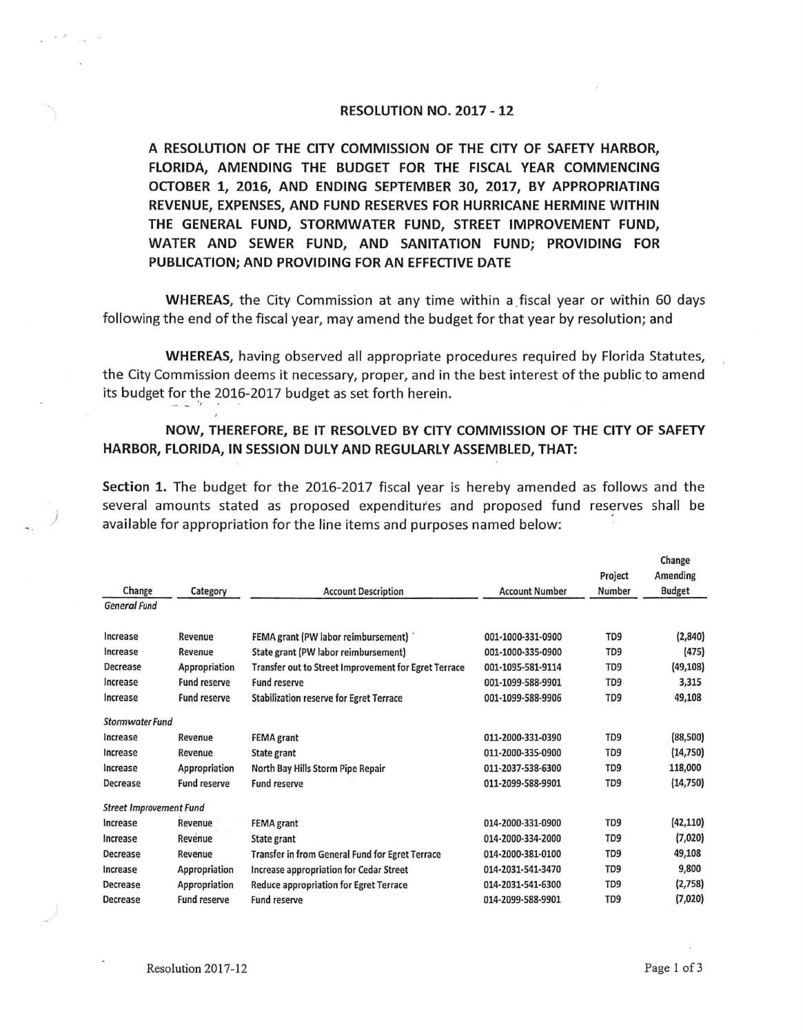**RESOLUTION NO. 2017 - 12**

**A RESOLUTION OF THE CITY COMMISSION OF THE CITY OF SAFETY HARBOR, FLORIDA, AMENDING THE BUDGET FOR THE FISCAL YEAR COMMENCING OCTOBER 1, 2016, AND ENDING SEPTEMBER 30, 2017, BY APPROPRIATING REVENUE, EXPENSES, AND FUND RESERVES FOR HURRICANE HERMINE WITHIN THE GENERAL FUND, STORMWATER FUND, STREET IMPROVEMENT FUND, WATER AND SEWER FUND, AND SANITATION FUND; PROVIDING FOR PUBLICATION; AND PROVIDING FOR AN EFFECTIVE DATE**

**WHEREAS,** the City Commission at any time within a fiscal year or within 60 days following the end of the fiscal year, may amend the budget for that year by resolution; and

**WHEREAS,** having observed all appropriate procedures required by Florida Statutes, the City Commission deems it necessary, proper, and in the best interest of the public to amend its budget for the 2016-2017 budget as set forth herein.

**NOW, THEREFORE, BE IT RESOLVED BY CITY COMMISSION OF THE CITY OF SAFETY HARBOR, FLORIDA, IN SESSION DULY AND REGULARLY ASSEMBLED, THAT:**

**Section 1.** The budget for the 2016-2017 fiscal year is hereby amended as follows and the several amounts stated as proposed expenditures and proposed fund reserves shall be available for appropriation for the line items and purposes named below:

| Change | Category | Account Description | Account Number | Project Number | Change Amending Budget |
|---|---|---|---|---|---|
| *General Fund* | | | | | |
| Increase | Revenue | FEMA grant (PW labor reimbursement) | 001-1000-331-0900 | TD9 | (2,840) |
| Increase | Revenue | State grant (PW labor reimbursement) | 001-1000-335-0900 | TD9 | (475) |
| Decrease | Appropriation | Transfer out to Street Improvement for Egret Terrace | 001-1095-581-9114 | TD9 | (49,108) |
| Increase | Fund reserve | Fund reserve | 001-1099-588-9901 | TD9 | 3,315 |
| Increase | Fund reserve | Stabilization reserve for Egret Terrace | 001-1099-588-9906 | TD9 | 49,108 |
| *Stormwater Fund* | | | | | |
| Increase | Revenue | FEMA grant | 011-2000-331-0390 | TD9 | (88,500) |
| Increase | Revenue | State grant | 011-2000-335-0900 | TD9 | (14,750) |
| Increase | Appropriation | North Bay Hills Storm Pipe Repair | 011-2037-538-6300 | TD9 | 118,000 |
| Decrease | Fund reserve | Fund reserve | 011-2099-588-9901 | TD9 | (14,750) |
| *Street Improvement Fund* | | | | | |
| Increase | Revenue | FEMA grant | 014-2000-331-0900 | TD9 | (42,110) |
| Increase | Revenue | State grant | 014-2000-334-2000 | TD9 | (7,020) |
| Decrease | Revenue | Transfer in from General Fund for Egret Terrace | 014-2000-381-0100 | TD9 | 49,108 |
| Increase | Appropriation | Increase appropriation for Cedar Street | 014-2031-541-3470 | TD9 | 9,800 |
| Decrease | Appropriation | Reduce appropriation for Egret Terrace | 014-2031-541-6300 | TD9 | (2,758) |
| Decrease | Fund reserve | Fund reserve | 014-2099-588-9901 | TD9 | (7,020) |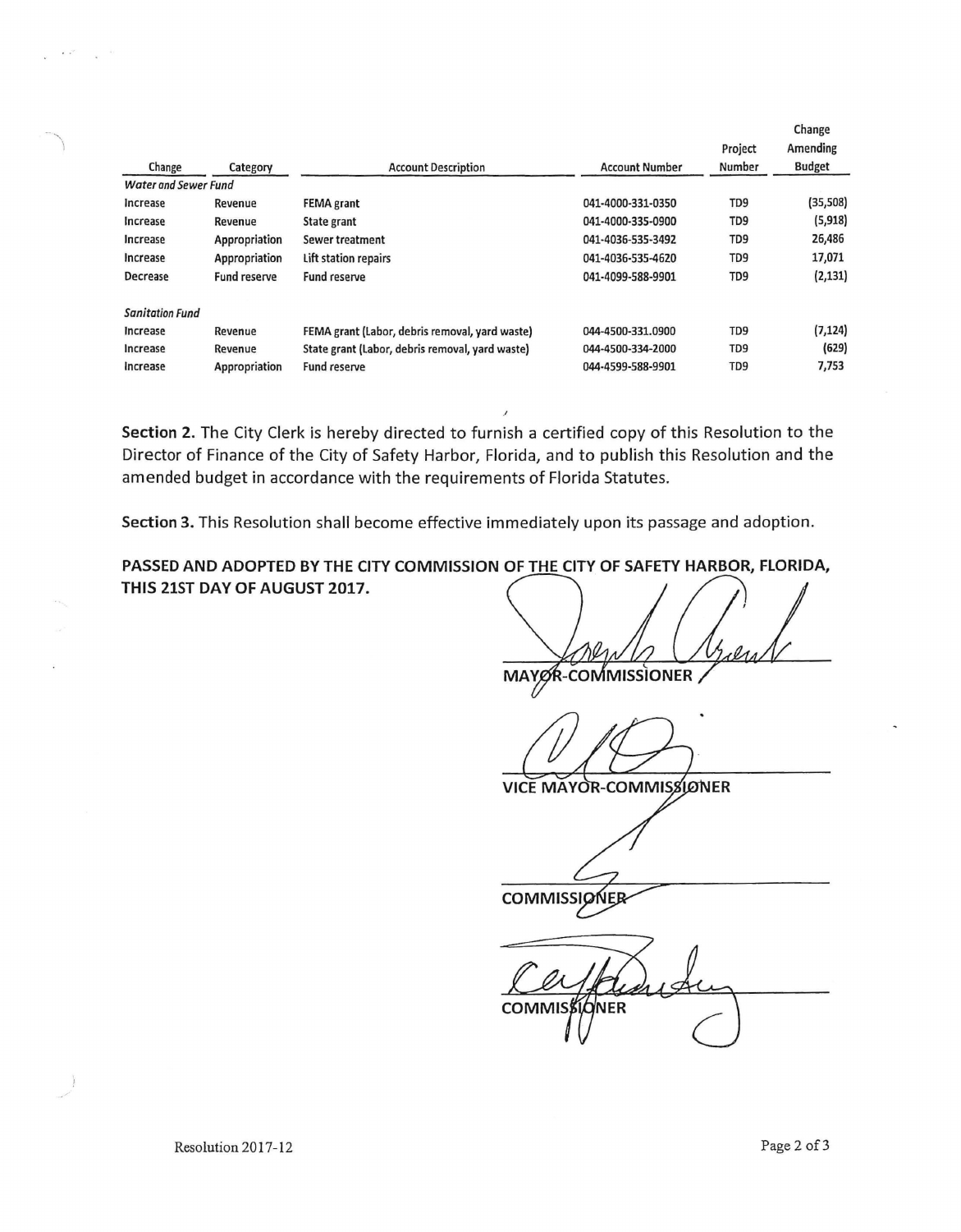| Change | Category | Account Description | Account Number | Project Number | Change Amending Budget |
|---|---|---|---|---|---|
| *Water and Sewer Fund* | | | | | |
| Increase | Revenue | FEMA grant | 041-4000-331-0350 | TD9 | (35,508) |
| Increase | Revenue | State grant | 041-4000-335-0900 | TD9 | (5,918) |
| Increase | Appropriation | Sewer treatment | 041-4036-535-3492 | TD9 | 26,486 |
| Increase | Appropriation | Lift station repairs | 041-4036-535-4620 | TD9 | 17,071 |
| Decrease | Fund reserve | Fund reserve | 041-4099-588-9901 | TD9 | (2,131) |
| *Sanitation Fund* | | | | | |
| Increase | Revenue | FEMA grant (Labor, debris removal, yard waste) | 044-4500-331.0900 | TD9 | (7,124) |
| Increase | Revenue | State grant (Labor, debris removal, yard waste) | 044-4500-334-2000 | TD9 | (629) |
| Increase | Appropriation | Fund reserve | 044-4599-588-9901 | TD9 | 7,753 |

**Section 2.** The City Clerk is hereby directed to furnish a certified copy of this Resolution to the Director of Finance of the City of Safety Harbor, Florida, and to publish this Resolution and the amended budget in accordance with the requirements of Florida Statutes.

**Section 3.** This Resolution shall become effective immediately upon its passage and adoption.

**PASSED AND ADOPTED BY THE CITY COMMISSION OF THE CITY OF SAFETY HARBOR, FLORIDA, THIS 21ST DAY OF AUGUST 2017.**

MAYOR-COMMISSIONER

VICE MAYOR-COMMISSIONER

COMMISSIONER

COMMISSIONER

Resolution 2017-12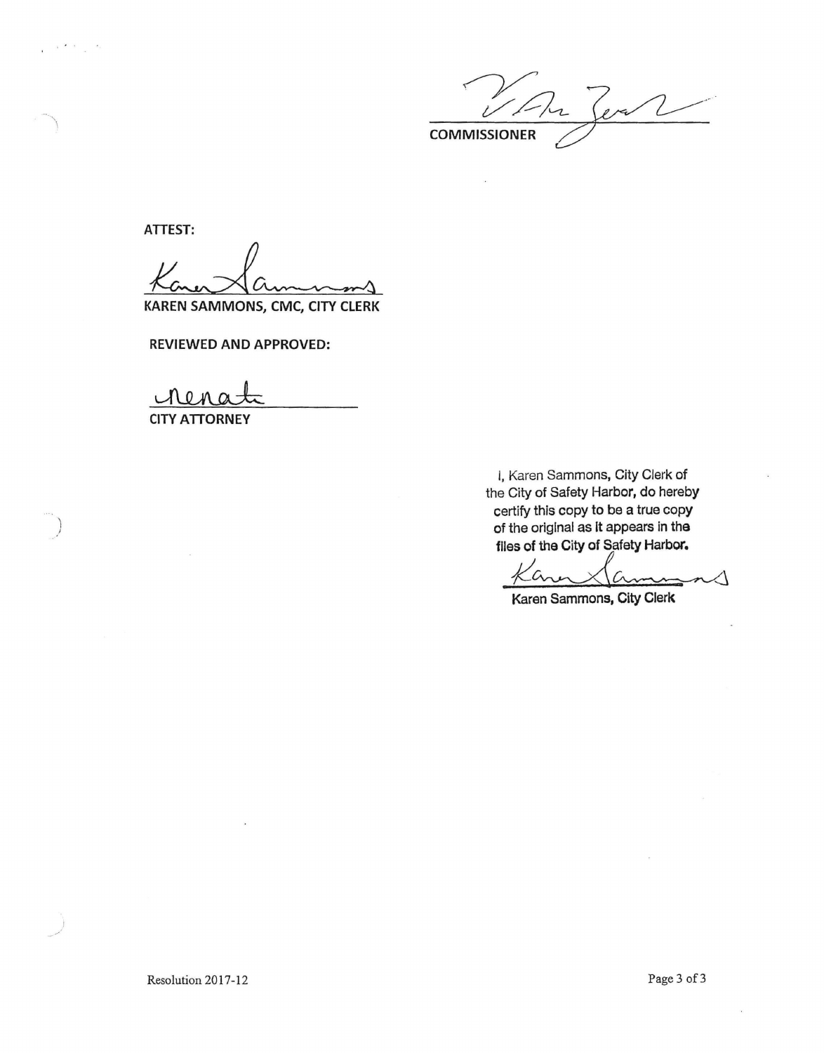COMMISSIONER

ATTEST:

KAREN SAMMONS, CMC, CITY CLERK

REVIEWED AND APPROVED:

CITY ATTORNEY

I, Karen Sammons, City Clerk of the City of Safety Harbor, do hereby certify this copy to be a true copy of the original as it appears in the files of the City of Safety Harbor.

Karen Sammons, City Clerk

Resolution 2017-12